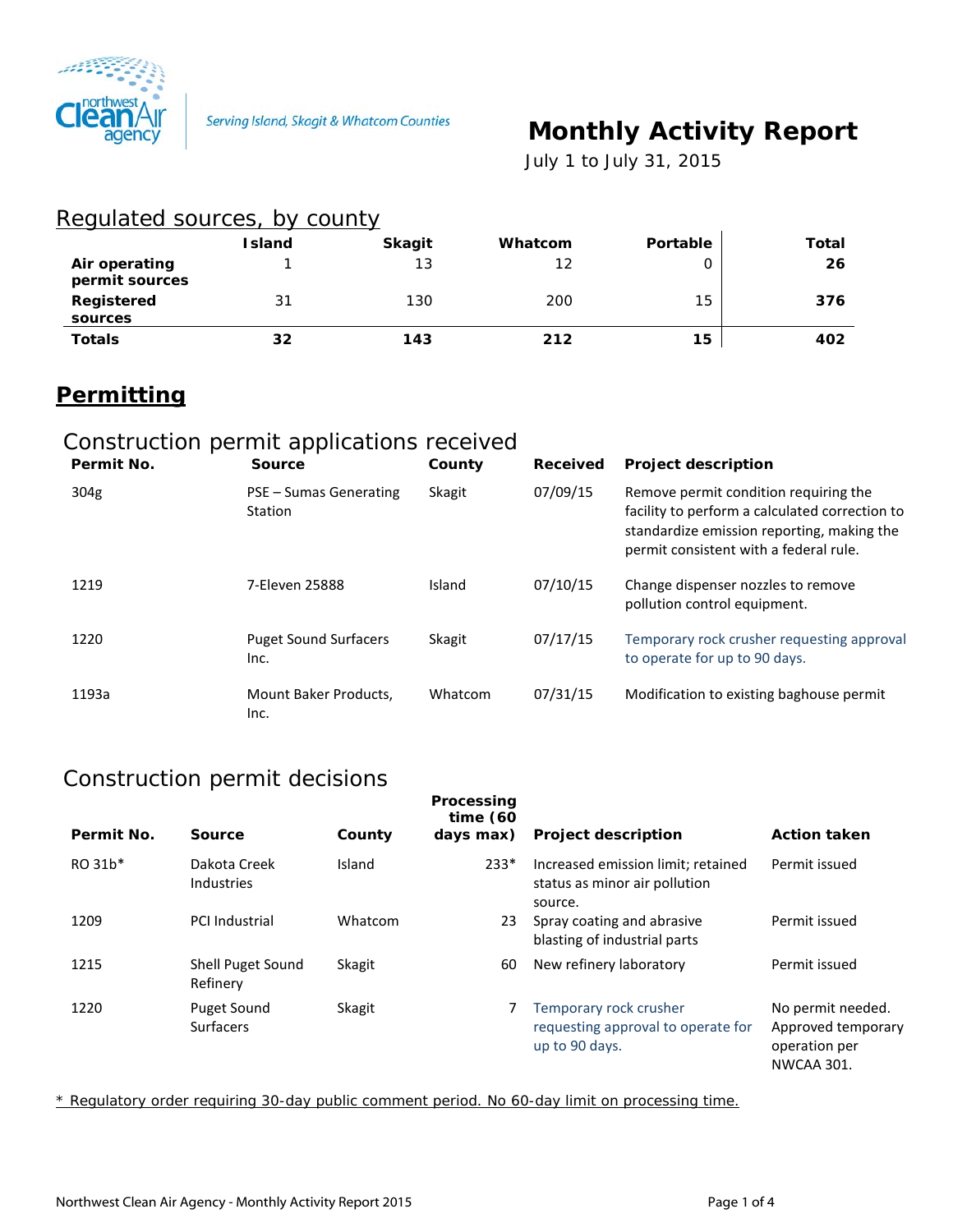Northwest Clean Air Agency

Serving Island, Skagit & Whatcom Counties

# Monthly Activity Report

July 1 to July 31, 2015

## Regulated sources, by county

| | Island | Skagit | Whatcom | Portable | Total |
|---|---|---|---|---|---|
| **Air operating permit sources** | 1 | 13 | 12 | 0 | **26** |
| **Registered sources** | 31 | 130 | 200 | 15 | **376** |
| **Totals** | **32** | **143** | **212** | **15** | **402** |

## Permitting

### Construction permit applications received

| Permit No. | Source | County | Received | Project description |
|---|---|---|---|---|
| 304g | PSE – Sumas Generating Station | Skagit | 07/09/15 | Remove permit condition requiring the facility to perform a calculated correction to standardize emission reporting, making the permit consistent with a federal rule. |
| 1219 | 7-Eleven 25888 | Island | 07/10/15 | Change dispenser nozzles to remove pollution control equipment. |
| 1220 | Puget Sound Surfacers Inc. | Skagit | 07/17/15 | Temporary rock crusher requesting approval to operate for up to 90 days. |
| 1193a | Mount Baker Products, Inc. | Whatcom | 07/31/15 | Modification to existing baghouse permit |

### Construction permit decisions

| Permit No. | Source | County | Processing time (60 days max) | Project description | Action taken |
|---|---|---|---|---|---|
| RO 31b* | Dakota Creek Industries | Island | 233* | Increased emission limit; retained status as minor air pollution source. | Permit issued |
| 1209 | PCI Industrial | Whatcom | 23 | Spray coating and abrasive blasting of industrial parts | Permit issued |
| 1215 | Shell Puget Sound Refinery | Skagit | 60 | New refinery laboratory | Permit issued |
| 1220 | Puget Sound Surfacers | Skagit | 7 | Temporary rock crusher requesting approval to operate for up to 90 days. | No permit needed. Approved temporary operation per NWCAA 301. |

* Regulatory order requiring 30-day public comment period. No 60-day limit on processing time.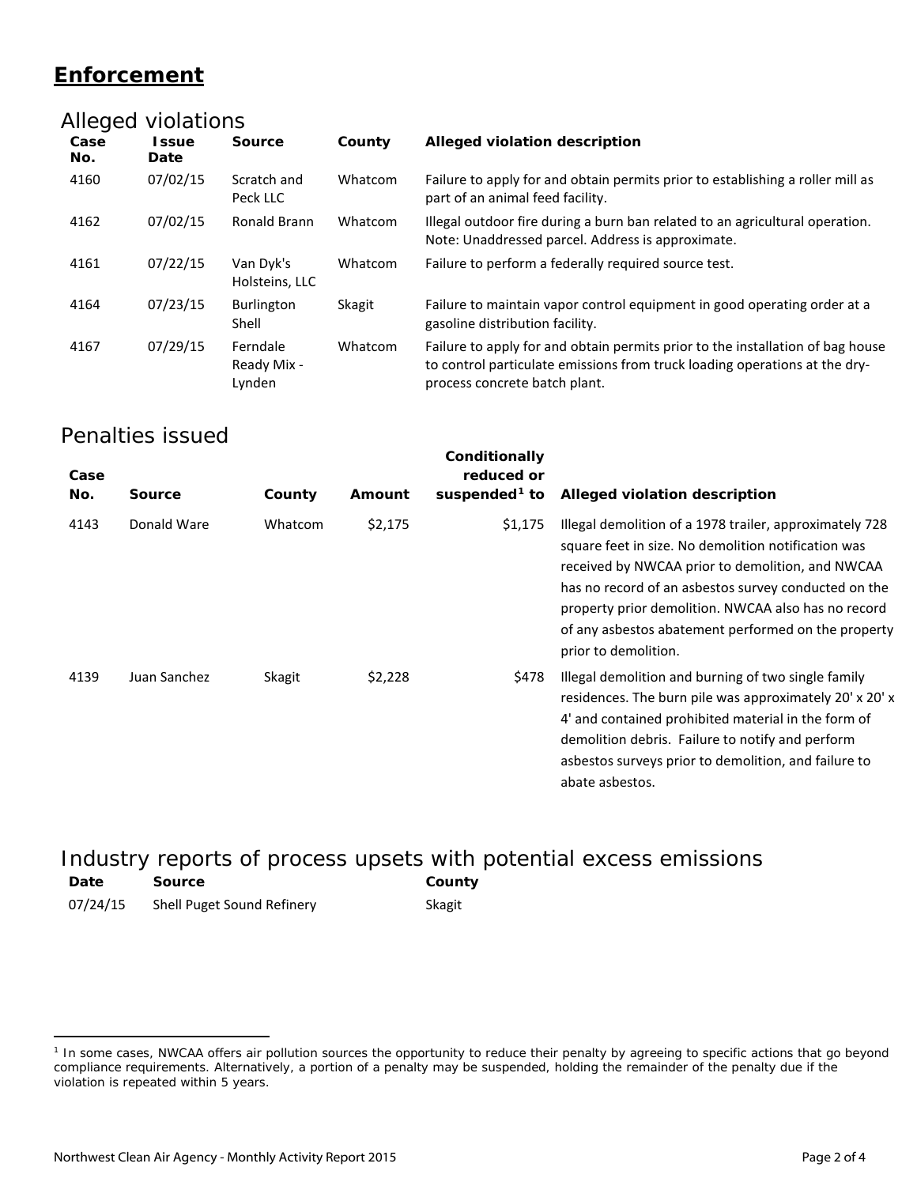## Enforcement

### Alleged violations

| Case No. | Issue Date | Source | County | Alleged violation description |
| --- | --- | --- | --- | --- |
| 4160 | 07/02/15 | Scratch and Peck LLC | Whatcom | Failure to apply for and obtain permits prior to establishing a roller mill as part of an animal feed facility. |
| 4162 | 07/02/15 | Ronald Brann | Whatcom | Illegal outdoor fire during a burn ban related to an agricultural operation. Note: Unaddressed parcel. Address is approximate. |
| 4161 | 07/22/15 | Van Dyk's Holsteins, LLC | Whatcom | Failure to perform a federally required source test. |
| 4164 | 07/23/15 | Burlington Shell | Skagit | Failure to maintain vapor control equipment in good operating order at a gasoline distribution facility. |
| 4167 | 07/29/15 | Ferndale Ready Mix - Lynden | Whatcom | Failure to apply for and obtain permits prior to the installation of bag house to control particulate emissions from truck loading operations at the dry-process concrete batch plant. |

### Penalties issued

| Case No. | Source | County | Amount | Conditionally reduced or suspended[1] to | Alleged violation description |
| --- | --- | --- | --- | --- | --- |
| 4143 | Donald Ware | Whatcom | $2,175 | $1,175 | Illegal demolition of a 1978 trailer, approximately 728 square feet in size. No demolition notification was received by NWCAA prior to demolition, and NWCAA has no record of an asbestos survey conducted on the property prior demolition. NWCAA also has no record of any asbestos abatement performed on the property prior to demolition. |
| 4139 | Juan Sanchez | Skagit | $2,228 | $478 | Illegal demolition and burning of two single family residences. The burn pile was approximately 20' x 20' x 4' and contained prohibited material in the form of demolition debris. Failure to notify and perform asbestos surveys prior to demolition, and failure to abate asbestos. |

### Industry reports of process upsets with potential excess emissions

| Date | Source | County |
| --- | --- | --- |
| 07/24/15 | Shell Puget Sound Refinery | Skagit |

[1] In some cases, NWCAA offers air pollution sources the opportunity to reduce their penalty by agreeing to specific actions that go beyond compliance requirements. Alternatively, a portion of a penalty may be suspended, holding the remainder of the penalty due if the violation is repeated within 5 years.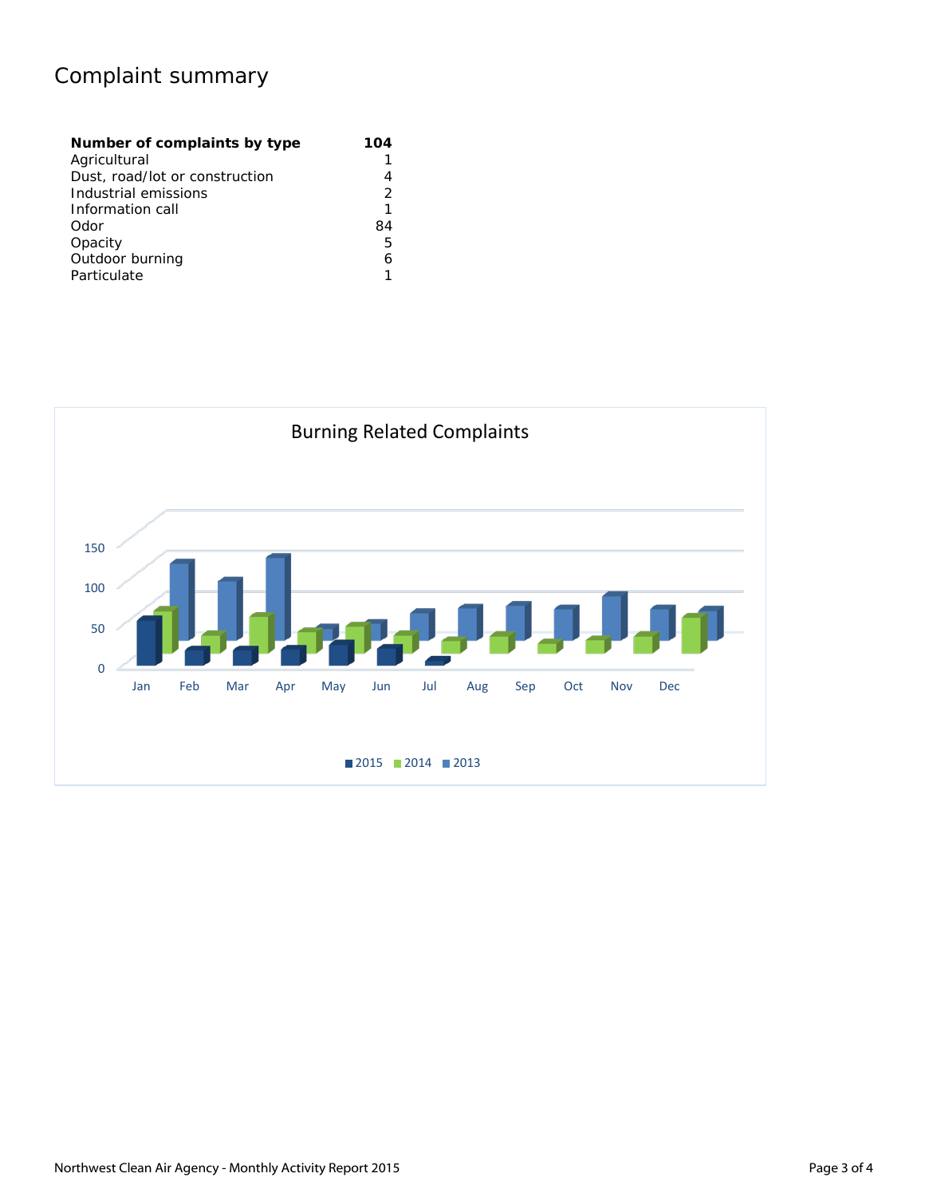# Complaint summary

| Number of complaints by type | 104 |
| --- | --- |
| Agricultural | 1 |
| Dust, road/lot or construction | 4 |
| Industrial emissions | 2 |
| Information call | 1 |
| Odor | 84 |
| Opacity | 5 |
| Outdoor burning | 6 |
| Particulate | 1 |

Burning Related Complaints

2015 2014 2013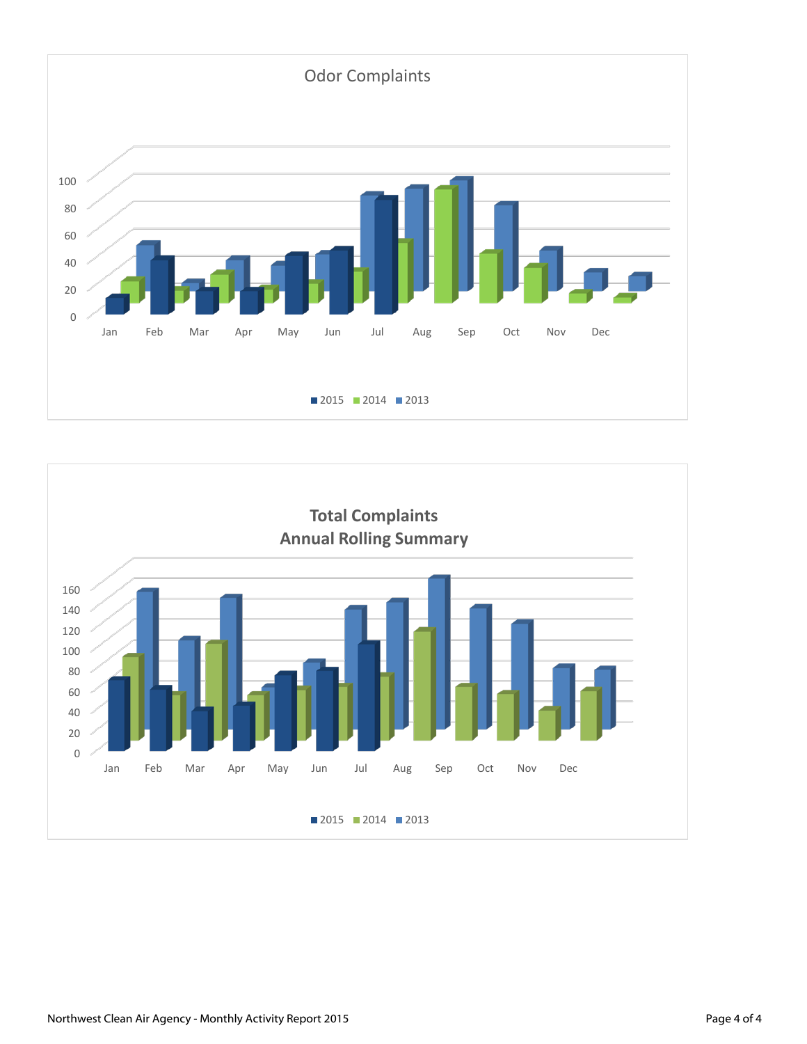Odor Complaints

100
80
60
40
20
0

Jan Feb Mar Apr May Jun Jul Aug Sep Oct Nov Dec

2015 2014 2013

Total Complaints
Annual Rolling Summary

160
140
120
100
80
60
40
20
0

Jan Feb Mar Apr May Jun Jul Aug Sep Oct Nov Dec

2015 2014 2013